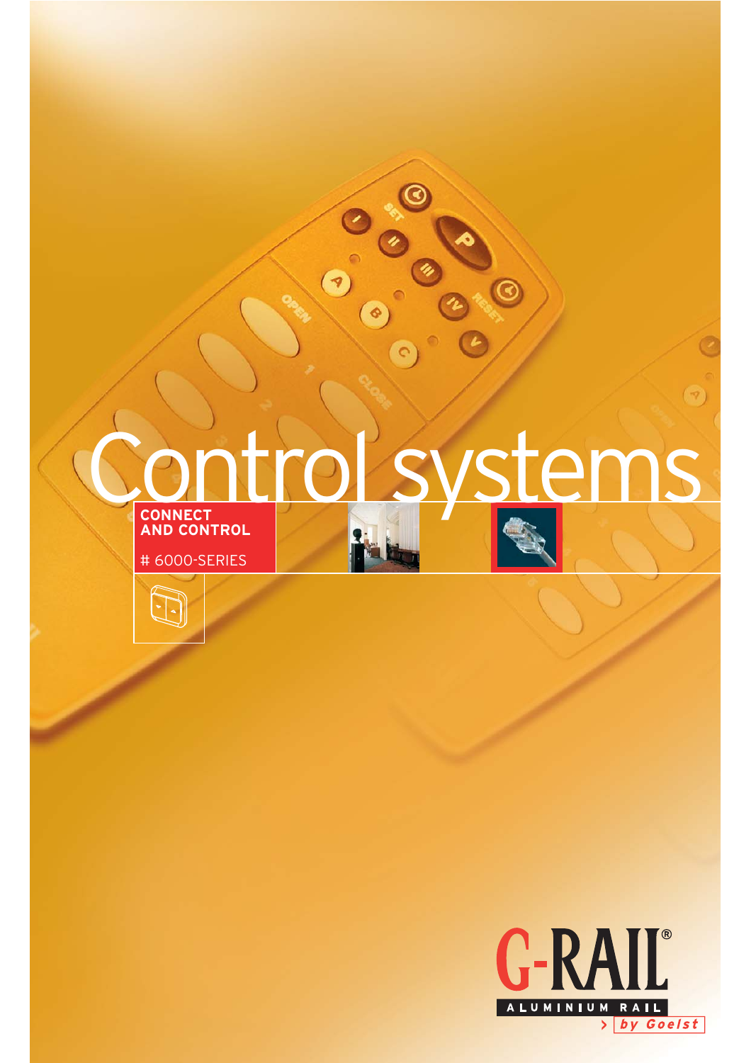# Control systems

**CONNECT AND CONTROL**

# 6000-SERIES

G-RAIL®

ALUMINIUM RAIL

by Goelst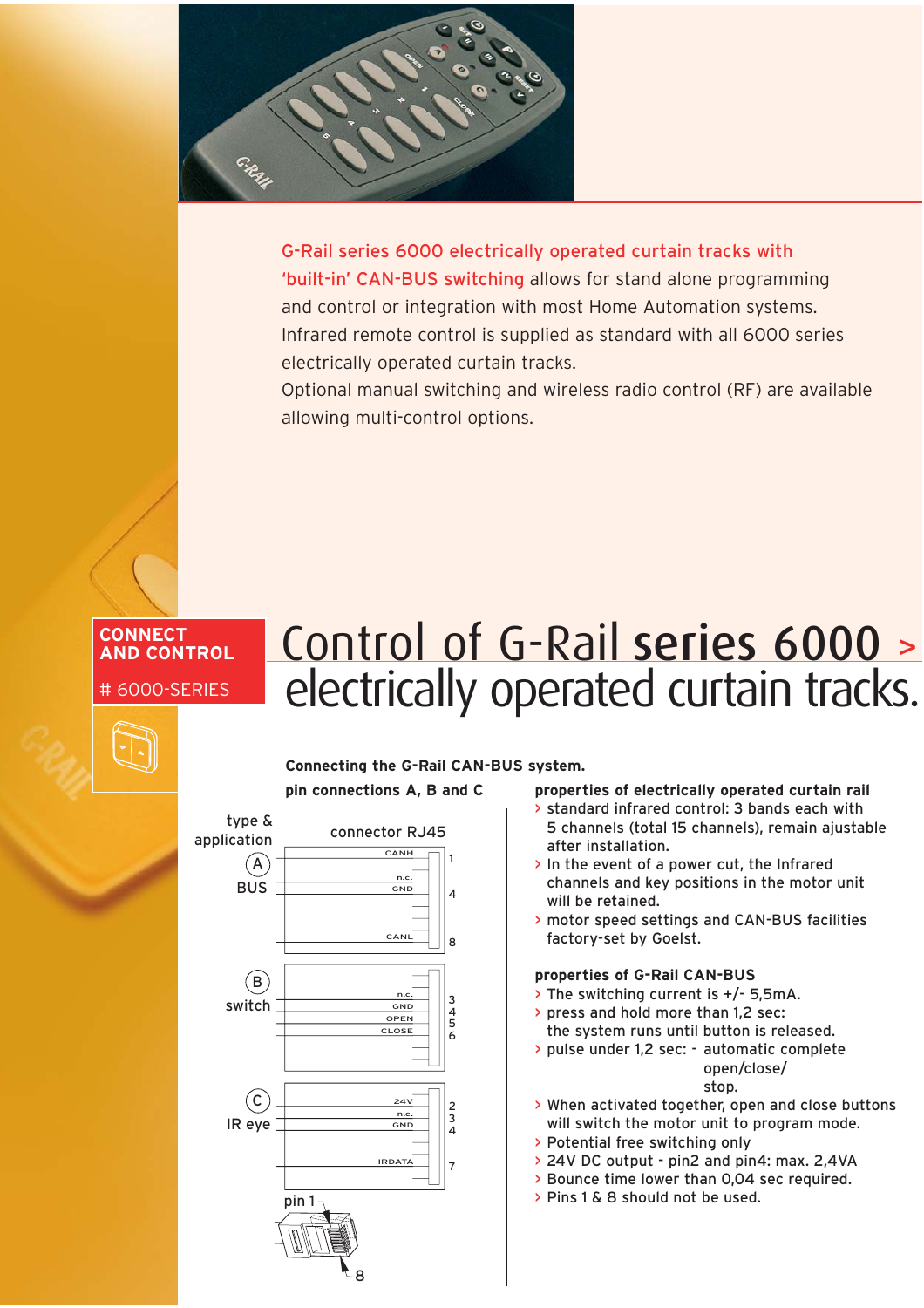G-Rail series 6000 electrically operated curtain tracks with 'built-in' CAN-BUS switching allows for stand alone programming and control or integration with most Home Automation systems. Infrared remote control is supplied as standard with all 6000 series electrically operated curtain tracks.
Optional manual switching and wireless radio control (RF) are available allowing multi-control options.

**CONNECT AND CONTROL**

# 6000-SERIES

# Control of G-Rail **series 6000** > electrically operated curtain tracks.

**Connecting the G-Rail CAN-BUS system.**

**pin connections A, B and C**

| type & application | connector RJ45 | pin |
|---|---|---|
| (A) BUS | CANH | 1 |
| | n.c. / GND | 4 |
| | CANL | 8 |
| (B) switch | n.c. | 3 |
| | GND | 4 |
| | OPEN | 5 |
| | CLOSE | 6 |
| (C) IR eye | 24V | 2 |
| | n.c. | 3 |
| | GND | 4 |
| | IRDATA | 7 |

pin 1 … 8

**properties of electrically operated curtain rail**

- standard infrared control: 3 bands each with 5 channels (total 15 channels), remain ajustable after installation.
- In the event of a power cut, the Infrared channels and key positions in the motor unit will be retained.
- motor speed settings and CAN-BUS facilities factory-set by Goelst.

**properties of G-Rail CAN-BUS**

- The switching current is +/- 5,5mA.
- press and hold more than 1,2 sec: the system runs until button is released.
- pulse under 1,2 sec: - automatic complete open/close/ stop.
- When activated together, open and close buttons will switch the motor unit to program mode.
- Potential free switching only
- 24V DC output - pin2 and pin4: max. 2,4VA
- Bounce time lower than 0,04 sec required.
- Pins 1 & 8 should not be used.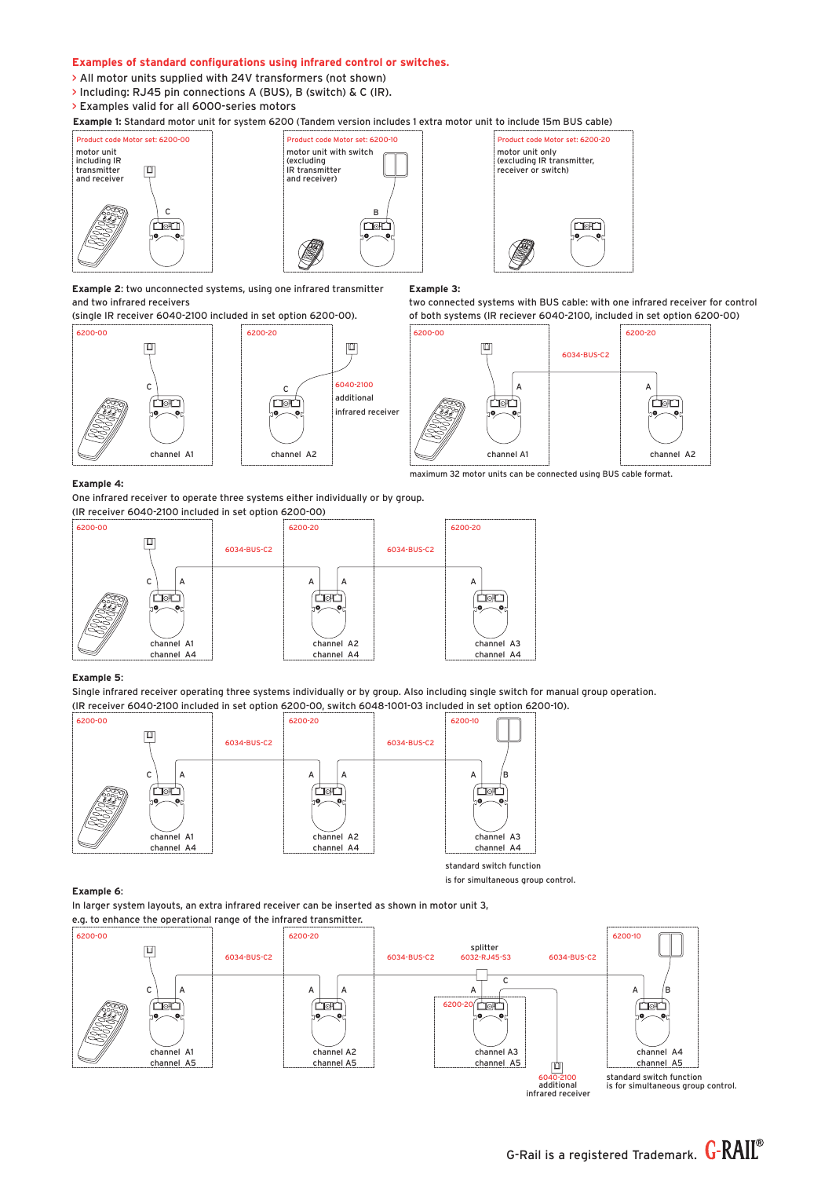## Examples of standard configurations using infrared control or switches.

- All motor units supplied with 24V transformers (not shown)
- Including: RJ45 pin connections A (BUS), B (switch) & C (IR).
- Examples valid for all 6000-series motors

**Example 1:** Standard motor unit for system 6200 (Tandem version includes 1 extra motor unit to include 15m BUS cable)

Product code Motor set: 6200-00
motor unit including IR transmitter and receiver
C

Product code Motor set: 6200-10
motor unit with switch (excluding IR transmitter and receiver)
B

Product code Motor set: 6200-20
motor unit only (excluding IR transmitter, receiver or switch)

**Example 2**: two unconnected systems, using one infrared transmitter and two infrared receivers (single IR receiver 6040-2100 included in set option 6200-00).

6200-00 — C — channel A1
6200-20 — C — channel A2
6040-2100 additional infrared receiver

**Example 3:** two connected systems with BUS cable: with one infrared receiver for control of both systems (IR reciever 6040-2100, included in set option 6200-00)

6200-00 — C, A — channel A1
6034-BUS-C2
6200-20 — A — channel A2

maximum 32 motor units can be connected using BUS cable format.

**Example 4:**
One infrared receiver to operate three systems either individually or by group. (IR receiver 6040-2100 included in set option 6200-00)

6200-00 — C, A — channel A1, channel A4
6034-BUS-C2
6200-20 — A, A — channel A2, channel A4
6034-BUS-C2
6200-20 — A — channel A3, channel A4

**Example 5**:
Single infrared receiver operating three systems individually or by group. Also including single switch for manual group operation. (IR receiver 6040-2100 included in set option 6200-00, switch 6048-1001-03 included in set option 6200-10).

6200-00 — C, A — channel A1, channel A4
6034-BUS-C2
6200-20 — A, A — channel A2, channel A4
6034-BUS-C2
6200-10 — A, B — channel A3, channel A4

standard switch function is for simultaneous group control.

**Example 6**:
In larger system layouts, an extra infrared receiver can be inserted as shown in motor unit 3, e.g. to enhance the operational range of the infrared transmitter.

6200-00 — C, A — channel A1, channel A5
6034-BUS-C2
6200-20 — A, A — channel A2, channel A5
6034-BUS-C2
splitter 6032-RJ45-S3
6200-20 — A, C — channel A3, channel A5
6040-2100 additional infrared receiver
6034-BUS-C2
6200-10 — A, B — channel A4, channel A5

standard switch function is for simultaneous group control.

G-Rail is a registered Trademark. G-RAIL®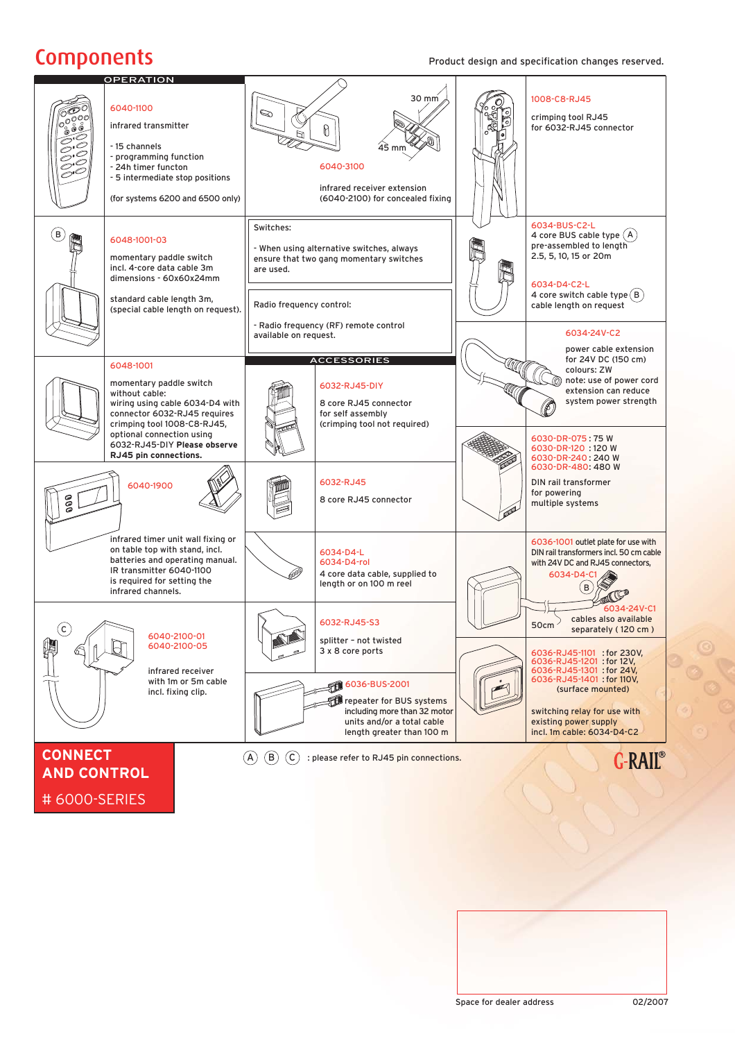# Components

Product design and specification changes reserved.

## OPERATION

**6040-1100**

infrared transmitter

- 15 channels
- programming function
- 24h timer function
- 5 intermediate stop positions

(for systems 6200 and 6500 only)

30 mm

45 mm

**6040-3100**

infrared receiver extension (6040-2100) for concealed fixing

**1008-C8-RJ45**

crimping tool RJ45 for 6032-RJ45 connector

**6048-1001-03**

momentary paddle switch incl. 4-core data cable 3m dimensions - 60x60x24mm

standard cable length 3m, (special cable length on request).

Switches:

- When using alternative switches, always ensure that two gang momentary switches are used.

Radio frequency control:

- Radio frequency (RF) remote control available on request.

**6034-BUS-C2-L**

4 core BUS cable type (A) pre-assembled to length 2.5, 5, 10, 15 or 20m

**6034-D4-C2-L**

4 core switch cable type (B) cable length on request

**6034-24V-C2**

power cable extension for 24V DC (150 cm) colours: ZW note: use of power cord extension can reduce system power strength

**6048-1001**

momentary paddle switch without cable: wiring using cable 6034-D4 with connector 6032-RJ45 requires crimping tool 1008-C8-RJ45, optional connection using 6032-RJ45-DIY **Please observe RJ45 pin connections.**

## ACCESSORIES

**6032-RJ45-DIY**

8 core RJ45 connector for self assembly (crimping tool not required)

**6030-DR-075** : 75 W
**6030-DR-120** : 120 W
**6030-DR-240** : 240 W
**6030-DR-480**: 480 W

DIN rail transformer for powering multiple systems

**6040-1900**

infrared timer unit wall fixing or on table top with stand, incl. batteries and operating manual. IR transmitter 6040-1100 is required for setting the infrared channels.

**6032-RJ45**

8 core RJ45 connector

**6034-D4-L**
**6034-D4-rol**

4 core data cable, supplied to length or on 100 m reel

**6036-1001** outlet plate for use with DIN rail transformers incl. 50 cm cable with 24V DC and RJ45 connectors,

6034-D4-C1 (B)

6034-24V-C1

50cm

cables also available separately ( 120 cm )

**6040-2100-01**
**6040-2100-05**

infrared receiver with 1m or 5m cable incl. fixing clip.

**6032-RJ45-S3**

splitter - not twisted 3 x 8 core ports

**6036-RJ45-1101** : for 230V,
**6036-RJ45-1201** : for 12V,
**6036-RJ45-1301** : for 24V,
**6036-RJ45-1401** : for 110V, (surface mounted)

switching relay for use with existing power supply incl. 1m cable: 6034-D4-C2

**6036-BUS-2001**

repeater for BUS systems including more than 32 motor units and/or a total cable length greater than 100 m

(A) (B) (C) : please refer to RJ45 pin connections.

**CONNECT AND CONTROL**

**# 6000-SERIES**

G-RAIL®

Space for dealer address

02/2007